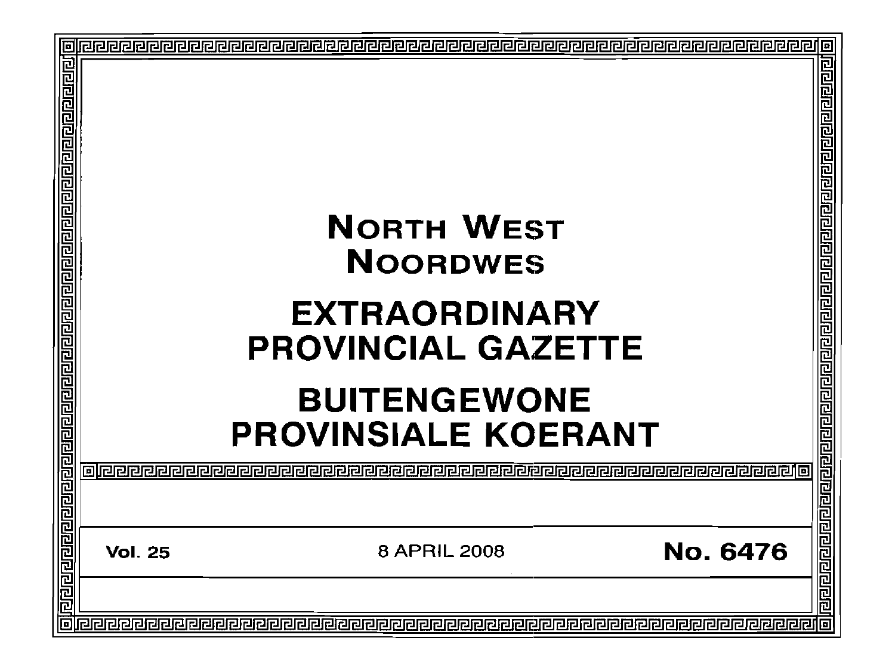# NORTH WEST
# NOORDWES

# EXTRAORDINARY PROVINCIAL GAZETTE

# BUITENGEWONE PROVINSIALE KOERANT

**Vol. 25** | 8 APRIL 2008 | **No. 6476**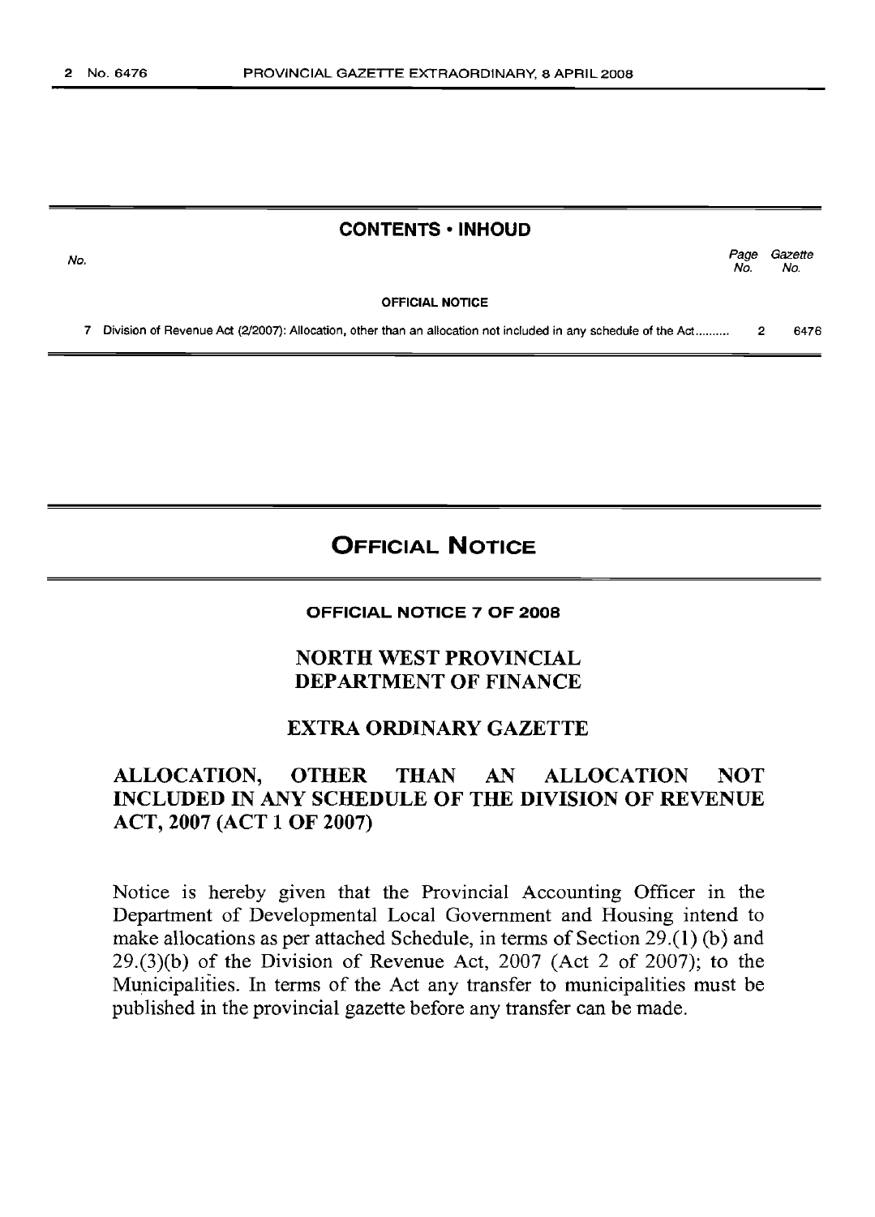## CONTENTS • INHOUD

| No. | | Page No. | Gazette No. |
|---|---|---|---|
| | **OFFICIAL NOTICE** | | |
| 7 | Division of Revenue Act (2/2007): Allocation, other than an allocation not included in any schedule of the Act.......... | 2 | 6476 |

# OFFICIAL NOTICE

### OFFICIAL NOTICE 7 OF 2008

## NORTH WEST PROVINCIAL DEPARTMENT OF FINANCE

## EXTRA ORDINARY GAZETTE

## ALLOCATION, OTHER THAN AN ALLOCATION NOT INCLUDED IN ANY SCHEDULE OF THE DIVISION OF REVENUE ACT, 2007 (ACT 1 OF 2007)

Notice is hereby given that the Provincial Accounting Officer in the Department of Developmental Local Government and Housing intend to make allocations as per attached Schedule, in terms of Section 29.(1) (b) and 29.(3)(b) of the Division of Revenue Act, 2007 (Act 2 of 2007); to the Municipalities. In terms of the Act any transfer to municipalities must be published in the provincial gazette before any transfer can be made.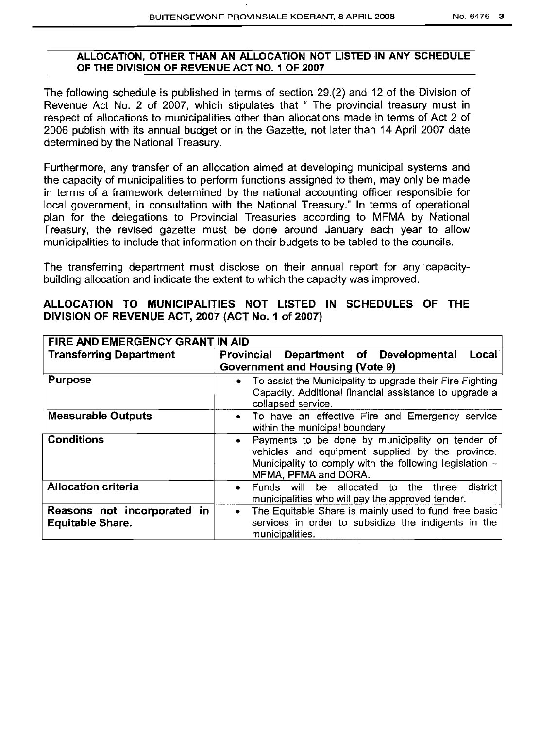**ALLOCATION, OTHER THAN AN ALLOCATION NOT LISTED IN ANY SCHEDULE OF THE DIVISION OF REVENUE ACT NO. 1 OF 2007**

The following schedule is published in terms of section 29.(2) and 12 of the Division of Revenue Act No. 2 of 2007, which stipulates that " The provincial treasury must in respect of allocations to municipalities other than allocations made in terms of Act 2 of 2006 publish with its annual budget or in the Gazette, not later than 14 April 2007 date determined by the National Treasury.

Furthermore, any transfer of an allocation aimed at developing municipal systems and the capacity of municipalities to perform functions assigned to them, may only be made in terms of a framework determined by the national accounting officer responsible for local government, in consultation with the National Treasury." In terms of operational plan for the delegations to Provincial Treasuries according to MFMA by National Treasury, the revised gazette must be done around January each year to allow municipalities to include that information on their budgets to be tabled to the councils.

The transferring department must disclose on their annual report for any capacity-building allocation and indicate the extent to which the capacity was improved.

## ALLOCATION TO MUNICIPALITIES NOT LISTED IN SCHEDULES OF THE DIVISION OF REVENUE ACT, 2007 (ACT No. 1 of 2007)

| FIRE AND EMERGENCY GRANT IN AID | |
|---|---|
| **Transferring Department** | **Provincial Department of Developmental Local Government and Housing (Vote 9)** |
| **Purpose** | • To assist the Municipality to upgrade their Fire Fighting Capacity. Additional financial assistance to upgrade a collapsed service. |
| **Measurable Outputs** | • To have an effective Fire and Emergency service within the municipal boundary |
| **Conditions** | • Payments to be done by municipality on tender of vehicles and equipment supplied by the province. Municipality to comply with the following legislation – MFMA, PFMA and DORA. |
| **Allocation criteria** | • Funds will be allocated to the three district municipalities who will pay the approved tender. |
| **Reasons not incorporated in Equitable Share.** | • The Equitable Share is mainly used to fund free basic services in order to subsidize the indigents in the municipalities. |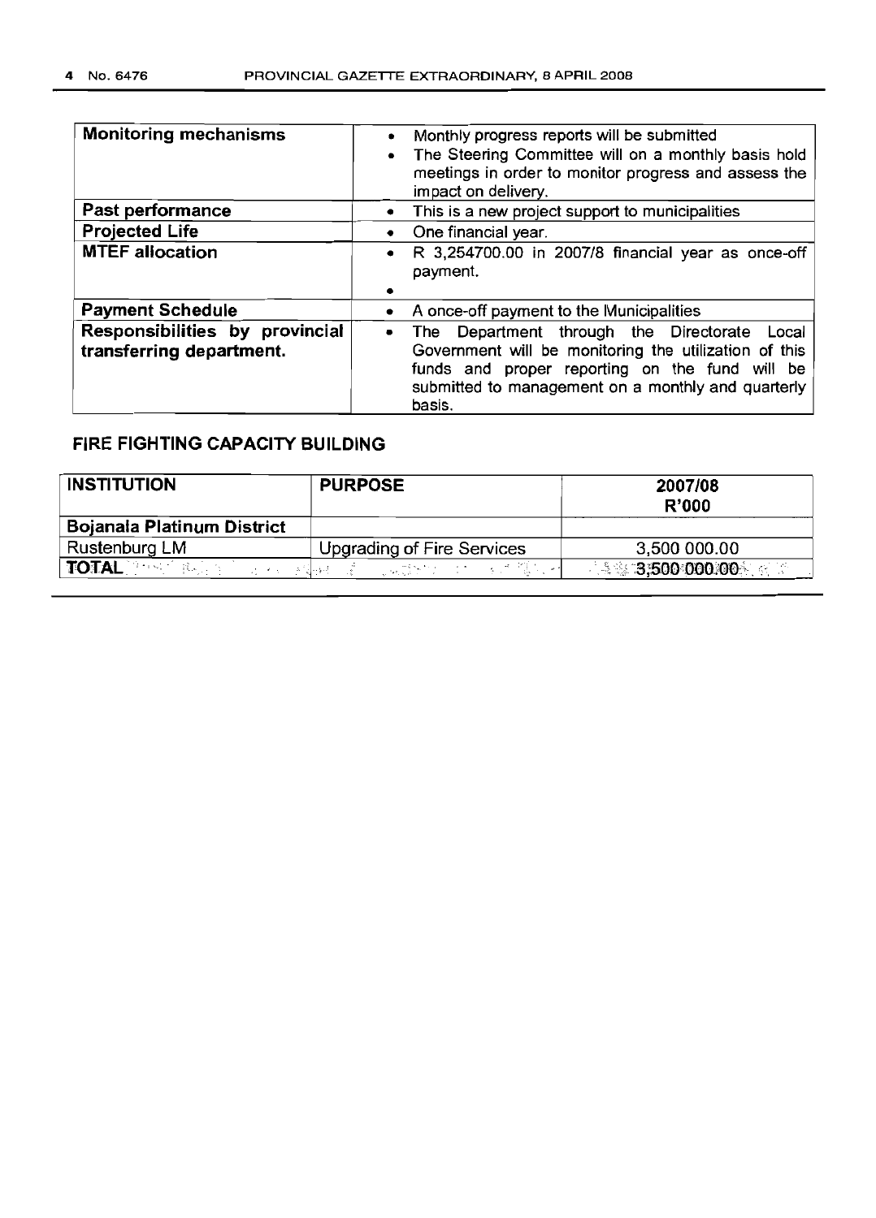| | |
|---|---|
| **Monitoring mechanisms** | • Monthly progress reports will be submitted<br>• The Steering Committee will on a monthly basis hold meetings in order to monitor progress and assess the impact on delivery. |
| **Past performance** | • This is a new project support to municipalities |
| **Projected Life** | • One financial year. |
| **MTEF allocation** | • R 3,254700.00 in 2007/8 financial year as once-off payment.<br>• |
| **Payment Schedule** | • A once-off payment to the Municipalities |
| **Responsibilities by provincial transferring department.** | • The Department through the Directorate Local Government will be monitoring the utilization of this funds and proper reporting on the fund will be submitted to management on a monthly and quarterly basis. |

## FIRE FIGHTING CAPACITY BUILDING

| INSTITUTION | PURPOSE | 2007/08 R'000 |
|---|---|---|
| **Bojanala Platinum District** | | |
| Rustenburg LM | Upgrading of Fire Services | 3,500 000.00 |
| **TOTAL** | | **3,500 000.00** |